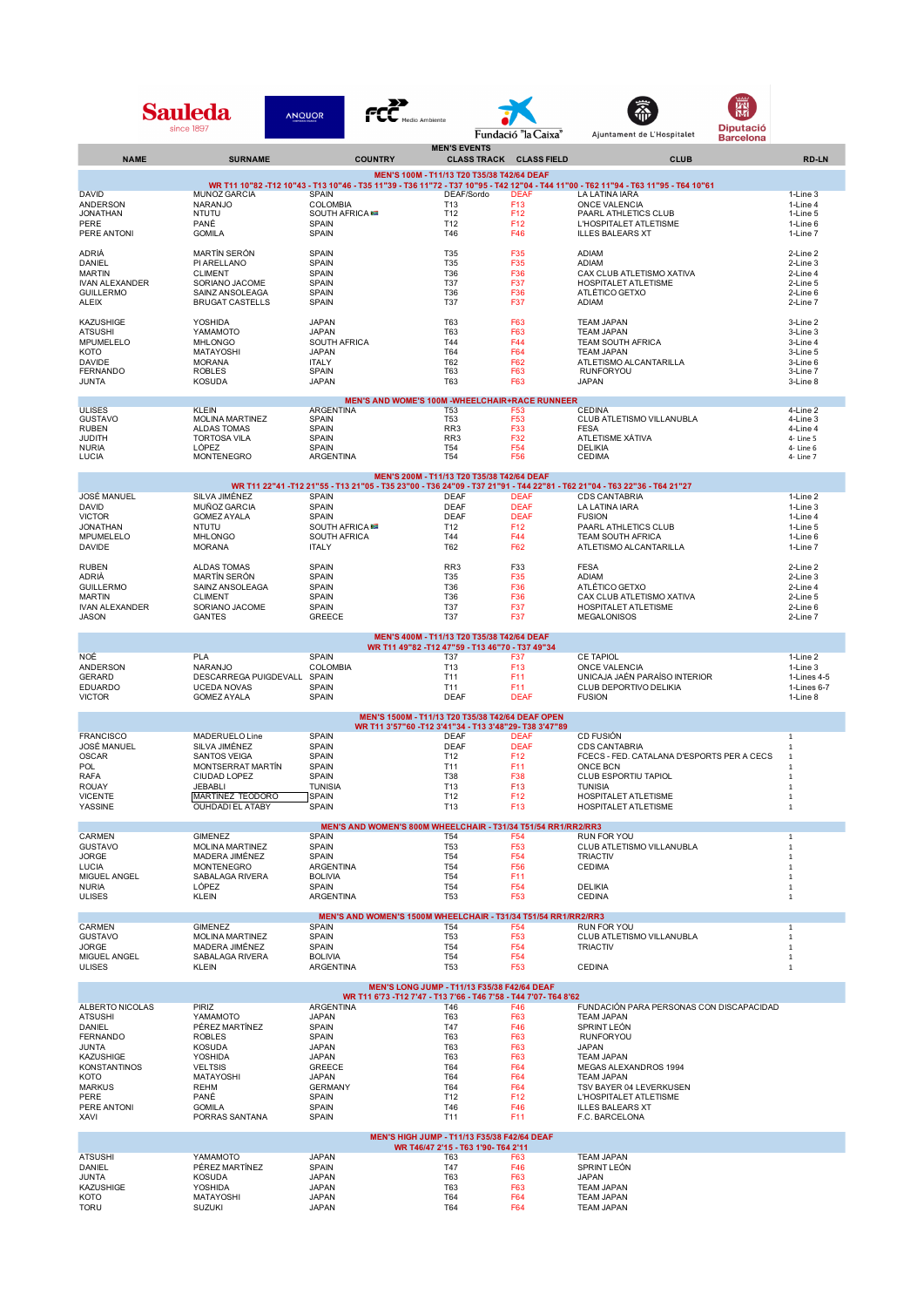Sauleda since 1897 | ANQUOR | FCC Medio Ambiente | Fundació "la Caixa" | Ajuntament de L'Hospitalet | Diputació Barcelona

MEN'S EVENTS

| NAME | SURNAME | COUNTRY | CLASS TRACK | CLASS FIELD | CLUB | RD-LN |
|---|---|---|---|---|---|---|
| **MEN'S 100M - T11/13 T20 T35/38 T42/64 DEAF** | | | | | | |
| WR T11 10"82 -T12 10"43 - T13 10"46 - T35 11"39 - T36 11"72 - T37 10"95 - T42 12"04 - T44 11"00 - T62 11"94 - T63 11"95 - T64 10"61 | | | | | | |
| DAVID | MUÑOZ GARCIA | SPAIN | DEAF/Sordo | DEAF | LA LATINA IARA | 1-Line 3 |
| ANDERSON | NARANJO | COLOMBIA | T13 | F13 | ONCE VALENCIA | 1-Line 4 |
| JONATHAN | NTUTU | SOUTH AFRICA | T12 | F12 | PAARL ATHLETICS CLUB | 1-Line 5 |
| PERE | PANÉ | SPAIN | T12 | F12 | L'HOSPITALET ATLETISME | 1-Line 6 |
| PERE ANTONI | GOMILA | SPAIN | T46 | F46 | ILLES BALEARS XT | 1-Line 7 |
| ADRIÁ | MARTÍN SERÓN | SPAIN | T35 | F35 | ADIAM | 2-Line 2 |
| DANIEL | PI ARELLANO | SPAIN | T35 | F35 | ADIAM | 2-Line 3 |
| MARTIN | CLIMENT | SPAIN | T36 | F36 | CAX CLUB ATLETISMO XATIVA | 2-Line 4 |
| IVAN ALEXANDER | SORIANO JACOME | SPAIN | T37 | F37 | HOSPITALET ATLETISME | 2-Line 5 |
| GUILLERMO | SAINZ ANSOLEAGA | SPAIN | T36 | F36 | ATLÉTICO GETXO | 2-Line 6 |
| ALEIX | BRUGAT CASTELLS | SPAIN | T37 | F37 | ADIAM | 2-Line 7 |
| KAZUSHIGE | YOSHIDA | JAPAN | T63 | F63 | TEAM JAPAN | 3-Line 2 |
| ATSUSHI | YAMAMOTO | JAPAN | T63 | F63 | TEAM JAPAN | 3-Line 3 |
| MPUMELELO | MHLONGO | SOUTH AFRICA | T44 | F44 | TEAM SOUTH AFRICA | 3-Line 4 |
| KOTO | MATAYOSHI | JAPAN | T64 | F64 | TEAM JAPAN | 3-Line 5 |
| DAVIDE | MORANA | ITALY | T62 | F62 | ATLETISMO ALCANTARILLA | 3-Line 6 |
| FERNANDO | ROBLES | SPAIN | T63 | F63 | RUNFORYOU | 3-Line 7 |
| JUNTA | KOSUDA | JAPAN | T63 | F63 | JAPAN | 3-Line 8 |
| **MEN'S AND WOME'S 100M -WHEELCHAIR+RACE RUNNEER** | | | | | | |
| ULISES | KLEIN | ARGENTINA | T53 | F53 | CEDINA | 4-Line 2 |
| GUSTAVO | MOLINA MARTINEZ | SPAIN | T53 | F53 | CLUB ATLETISMO VILLANUBLA | 4-Line 3 |
| RUBEN | ALDAS TOMAS | SPAIN | RR3 | F33 | FESA | 4-Line 4 |
| JUDITH | TORTOSA VILA | SPAIN | RR3 | F32 | ATLETISME XÀTIVA | 4- Line 5 |
| NURIA | LÓPEZ | SPAIN | T54 | F54 | DELIKIA | 4- Line 6 |
| LUCIA | MONTENEGRO | ARGENTINA | T54 | F56 | CEDIMA | 4- Line 7 |
| **MEN'S 200M - T11/13 T20 T35/38 T42/64 DEAF** | | | | | | |
| WR T11 22"41 -T12 21"55 - T13 21"05 - T35 23"00 - T36 24"09 - T37 21"91 - T44 22"81 - T62 21"04 - T63 22"36 - T64 21"27 | | | | | | |
| JOSÉ MANUEL | SILVA JIMÉNEZ | SPAIN | DEAF | DEAF | CDS CANTABRIA | 1-Line 2 |
| DAVID | MUÑOZ GARCIA | SPAIN | DEAF | DEAF | LA LATINA IARA | 1-Line 3 |
| VICTOR | GOMEZ AYALA | SPAIN | DEAF | DEAF | FUSION | 1-Line 4 |
| JONATHAN | NTUTU | SOUTH AFRICA | T12 | F12 | PAARL ATHLETICS CLUB | 1-Line 5 |
| MPUMELELO | MHLONGO | SOUTH AFRICA | T44 | F44 | TEAM SOUTH AFRICA | 1-Line 6 |
| DAVIDE | MORANA | ITALY | T62 | F62 | ATLETISMO ALCANTARILLA | 1-Line 7 |
| RUBEN | ALDAS TOMAS | SPAIN | RR3 | F33 | FESA | 2-Line 2 |
| ADRIÁ | MARTÍN SERÓN | SPAIN | T35 | F35 | ADIAM | 2-Line 3 |
| GUILLERMO | SAINZ ANSOLEAGA | SPAIN | T36 | F36 | ATLÉTICO GETXO | 2-Line 4 |
| MARTIN | CLIMENT | SPAIN | T36 | F36 | CAX CLUB ATLETISMO XATIVA | 2-Line 5 |
| IVAN ALEXANDER | SORIANO JACOME | SPAIN | T37 | F37 | HOSPITALET ATLETISME | 2-Line 6 |
| JASON | GANTES | GREECE | T37 | F37 | MEGALONISOS | 2-Line 7 |
| **MEN'S 400M - T11/13 T20 T35/38 T42/64 DEAF** | | | | | | |
| WR T11 49"82 -T12 47"59 - T13 46"70 - T37 49"34 | | | | | | |
| NOÉ | PLA | SPAIN | T37 | F37 | CE TAPIOL | 1-Line 2 |
| ANDERSON | NARANJO | COLOMBIA | T13 | F13 | ONCE VALENCIA | 1-Line 3 |
| GERARD | DESCARREGA PUIGDEVALL | SPAIN | T11 | F11 | UNICAJA JAÉN PARAÍSO INTERIOR | 1-Lines 4-5 |
| EDUARDO | UCEDA NOVAS | SPAIN | T11 | F11 | CLUB DEPORTIVO DELIKIA | 1-Lines 6-7 |
| VICTOR | GOMEZ AYALA | SPAIN | DEAF | DEAF | FUSION | 1-Line 8 |
| **MEN'S 1500M - T11/13 T20 T35/38 T42/64 DEAF OPEN** | | | | | | |
| WR T11 3'57"60 -T12 3'41"34 - T13 3'48"29- T38 3'47"89 | | | | | | |
| FRANCISCO | MADERUELO Line | SPAIN | DEAF | DEAF | CD FUSIÓN | 1 |
| JOSÉ MANUEL | SILVA JIMÉNEZ | SPAIN | DEAF | DEAF | CDS CANTABRIA | 1 |
| OSCAR | SANTOS VEIGA | SPAIN | T12 | F12 | FCECS - FED. CATALANA D'ESPORTS PER A CECS | 1 |
| POL | MONTSERRAT MARTÍN | SPAIN | T11 | F11 | ONCE BCN | 1 |
| RAFA | CIUDAD LOPEZ | SPAIN | T38 | F38 | CLUB ESPORTIU TAPIOL | 1 |
| ROUAY | JEBABLI | TUNISIA | T13 | F13 | TUNISIA | 1 |
| VICENTE | MARTINEZ TEODORO | SPAIN | T12 | F12 | HOSPITALET ATLETISME | 1 |
| YASSINE | OUHDADI EL ATABY | SPAIN | T13 | F13 | HOSPITALET ATLETISME | 1 |
| **MEN'S AND WOMEN'S 800M WHEELCHAIR - T31/34 T51/54 RR1/RR2/RR3** | | | | | | |
| CARMEN | GIMENEZ | SPAIN | T54 | F54 | RUN FOR YOU | 1 |
| GUSTAVO | MOLINA MARTINEZ | SPAIN | T53 | F53 | CLUB ATLETISMO VILLANUBLA | 1 |
| JORGE | MADERA JIMÉNEZ | SPAIN | T54 | F54 | TRIACTIV | 1 |
| LUCIA | MONTENEGRO | ARGENTINA | T54 | F56 | CEDIMA | 1 |
| MIGUEL ANGEL | SABALAGA RIVERA | BOLIVIA | T54 | F11 | | 1 |
| NURIA | LÓPEZ | SPAIN | T54 | F54 | DELIKIA | 1 |
| ULISES | KLEIN | ARGENTINA | T53 | F53 | CEDINA | 1 |
| **MEN'S AND WOMEN'S 1500M WHEELCHAIR - T31/34 T51/54 RR1/RR2/RR3** | | | | | | |
| CARMEN | GIMENEZ | SPAIN | T54 | F54 | RUN FOR YOU | 1 |
| GUSTAVO | MOLINA MARTINEZ | SPAIN | T53 | F53 | CLUB ATLETISMO VILLANUBLA | 1 |
| JORGE | MADERA JIMÉNEZ | SPAIN | T54 | F54 | TRIACTIV | 1 |
| MIGUEL ANGEL | SABALAGA RIVERA | BOLIVIA | T54 | F54 | | 1 |
| ULISES | KLEIN | ARGENTINA | T53 | F53 | CEDINA | 1 |
| **MEN'S LONG JUMP - T11/13 F35/38 F42/64 DEAF** | | | | | | |
| WR T11 6'73 -T12 7'47 - T13 7'66 - T46 7'58 - T44 7'07- T64 8'62 | | | | | | |
| ALBERTO NICOLAS | PIRIZ | ARGENTINA | T46 | F46 | FUNDACIÓN PARA PERSONAS CON DISCAPACIDAD | |
| ATSUSHI | YAMAMOTO | JAPAN | T63 | F63 | TEAM JAPAN | |
| DANIEL | PÉREZ MARTÍNEZ | SPAIN | T47 | F46 | SPRINT LEÓN | |
| FERNANDO | ROBLES | SPAIN | T63 | F63 | RUNFORYOU | |
| JUNTA | KOSUDA | JAPAN | T63 | F63 | JAPAN | |
| KAZUSHIGE | YOSHIDA | JAPAN | T63 | F63 | TEAM JAPAN | |
| KONSTANTINOS | VELTSIS | GREECE | T64 | F64 | MEGAS ALEXANDROS 1994 | |
| KOTO | MATAYOSHI | JAPAN | T64 | F64 | TEAM JAPAN | |
| MARKUS | REHM | GERMANY | T64 | F64 | TSV BAYER 04 LEVERKUSEN | |
| PERE | PANÉ | SPAIN | T12 | F12 | L'HOSPITALET ATLETISME | |
| PERE ANTONI | GOMILA | SPAIN | T46 | F46 | ILLES BALEARS XT | |
| XAVI | PORRAS SANTANA | SPAIN | T11 | F11 | F.C. BARCELONA | |
| **MEN'S HIGH JUMP - T11/13 F35/38 F42/64 DEAF** | | | | | | |
| WR T46/47 2'15 - T63 1'90- T64 2'11 | | | | | | |
| ATSUSHI | YAMAMOTO | JAPAN | T63 | F63 | TEAM JAPAN | |
| DANIEL | PÉREZ MARTÍNEZ | SPAIN | T47 | F46 | SPRINT LEÓN | |
| JUNTA | KOSUDA | JAPAN | T63 | F63 | JAPAN | |
| KAZUSHIGE | YOSHIDA | JAPAN | T63 | F63 | TEAM JAPAN | |
| KOTO | MATAYOSHI | JAPAN | T64 | F64 | TEAM JAPAN | |
| TORU | SUZUKI | JAPAN | T64 | F64 | TEAM JAPAN | |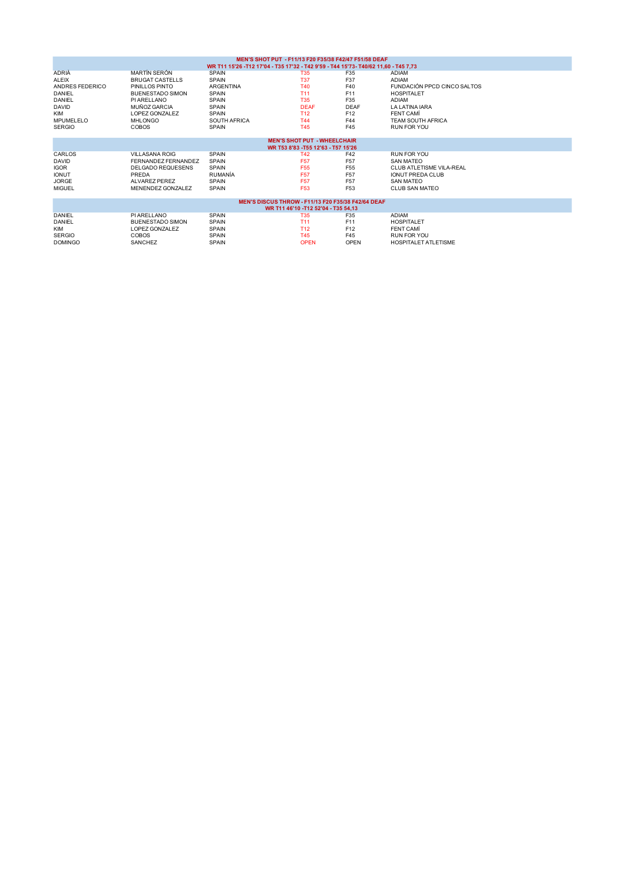## MEN'S SHOT PUT - F11/13 F20 F35/38 F42/47 F51/58 DEAF

WR T11 15'26 -T12 17'04 - T35 17'32 - T42 9'59 - T44 15'73- T40/62 11,60 - T45 7,73

| | | | | | |
|---|---|---|---|---|---|
| ADRIÀ | MARTÍN SERÓN | SPAIN | T35 | F35 | ADIAM |
| ALEIX | BRUGAT CASTELLS | SPAIN | T37 | F37 | ADIAM |
| ANDRES FEDERICO | PINILLOS PINTO | ARGENTINA | T40 | F40 | FUNDACIÓN PPCD CINCO SALTOS |
| DANIEL | BUENESTADO SIMON | SPAIN | T11 | F11 | HOSPITALET |
| DANIEL | PI ARELLANO | SPAIN | T35 | F35 | ADIAM |
| DAVID | MUÑOZ GARCIA | SPAIN | DEAF | DEAF | LA LATINA IARA |
| KIM | LOPEZ GONZALEZ | SPAIN | T12 | F12 | FENT CAMÍ |
| MPUMELELO | MHLONGO | SOUTH AFRICA | T44 | F44 | TEAM SOUTH AFRICA |
| SERGIO | COBOS | SPAIN | T45 | F45 | RUN FOR YOU |

## MEN'S SHOT PUT - WHEELCHAIR

WR T53 8'83 -T55 12'63 - T57 15'26

| | | | | | |
|---|---|---|---|---|---|
| CARLOS | VILLASANA ROIG | SPAIN | T42 | F42 | RUN FOR YOU |
| DAVID | FERNANDEZ FERNANDEZ | SPAIN | F57 | F57 | SAN MATEO |
| IGOR | DELGADO REQUESENS | SPAIN | F55 | F55 | CLUB ATLETISME VILA-REAL |
| IONUT | PREDA | RUMANÍA | F57 | F57 | IONUT PREDA CLUB |
| JORGE | ALVAREZ PEREZ | SPAIN | F57 | F57 | SAN MATEO |
| MIGUEL | MENENDEZ GONZALEZ | SPAIN | F53 | F53 | CLUB SAN MATEO |

## MEN'S DISCUS THROW - F11/13 F20 F35/38 F42/64 DEAF

WR T11 46'10 -T12 52'04 - T35 54,13

| | | | | | |
|---|---|---|---|---|---|
| DANIEL | PI ARELLANO | SPAIN | T35 | F35 | ADIAM |
| DANIEL | BUENESTADO SIMON | SPAIN | T11 | F11 | HOSPITALET |
| KIM | LOPEZ GONZALEZ | SPAIN | T12 | F12 | FENT CAMÍ |
| SERGIO | COBOS | SPAIN | T45 | F45 | RUN FOR YOU |
| DOMINGO | SANCHEZ | SPAIN | OPEN | OPEN | HOSPITALET ATLETISME |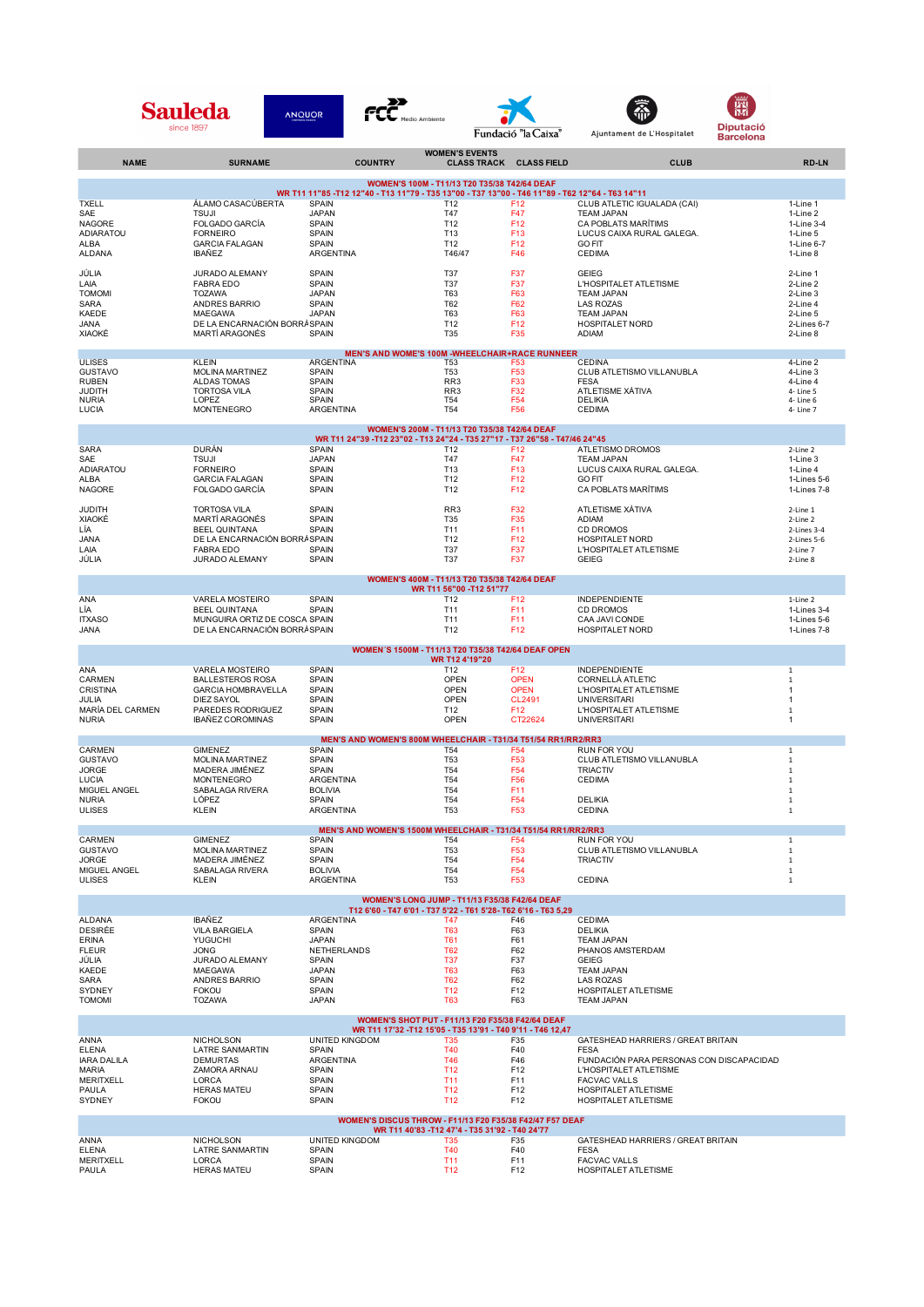Sauleda since 1897 | ANQUOR | FCC Medio Ambiente | Fundació "la Caixa" | Ajuntament de L'Hospitalet | Diputació Barcelona

| NAME | SURNAME | COUNTRY | WOMEN'S EVENTS CLASS TRACK | CLASS FIELD | CLUB | RD-LN |
|---|---|---|---|---|---|---|
| **WOMEN'S 100M - T11/13 T20 T35/38 T42/64 DEAF** | | | | | | |
| **WR T11 11"85 -T12 12"40 - T13 11"79 - T35 13"00 - T37 13"00 - T46 11"89 - T62 12"64 - T63 14"11** | | | | | | |
| TXELL | ÁLAMO CASACUBERTA | SPAIN | T12 | F12 | CLUB ATLETIC IGUALADA (CAI) | 1-Line 1 |
| SAE | TSUJI | JAPAN | T47 | F47 | TEAM JAPAN | 1-Line 2 |
| NAGORE | FOLGADO GARCÍA | SPAIN | T12 | F12 | CA POBLATS MARÍTIMS | 1-Line 3-4 |
| ADIARATOU | FORNEIRO | SPAIN | T13 | F13 | LUCUS CAIXA RURAL GALEGA. | 1-Line 5 |
| ALBA | GARCIA FALAGAN | SPAIN | T12 | F12 | GO FIT | 1-Line 6-7 |
| ALDANA | IBAÑEZ | ARGENTINA | T46/47 | F46 | CEDIMA | 1-Line 8 |
| JÚLIA | JURADO ALEMANY | SPAIN | T37 | F37 | GEIEG | 2-Line 1 |
| LAIA | FABRA EDO | SPAIN | T37 | F37 | L'HOSPITALET ATLETISME | 2-Line 2 |
| TOMOMI | TOZAWA | JAPAN | T63 | F63 | TEAM JAPAN | 2-Line 3 |
| SARA | ANDRES BARRIO | SPAIN | T62 | F62 | LAS ROZAS | 2-Line 4 |
| KAEDE | MAEGAWA | JAPAN | T63 | F63 | TEAM JAPAN | 2-Line 5 |
| JANA | DE LA ENCARNACIÓN BORRÀS | SPAIN | T12 | F12 | HOSPITALET NORD | 2-Lines 6-7 |
| XIAOKÉ | MARTÍ ARAGONÉS | SPAIN | T35 | F35 | ADIAM | 2-Line 8 |
| **MEN'S AND WOME'S 100M -WHEELCHAIR+RACE RUNNEER** | | | | | | |
| ULISES | KLEIN | ARGENTINA | T53 | F53 | CEDINA | 4-Line 2 |
| GUSTAVO | MOLINA MARTINEZ | SPAIN | T53 | F53 | CLUB ATLETISMO VILLANUBLA | 4-Line 3 |
| RUBEN | ALDAS TOMAS | SPAIN | RR3 | F33 | FESA | 4-Line 4 |
| JUDITH | TORTOSA VILA | SPAIN | RR3 | F32 | ATLETISME XÀTIVA | 4- Line 5 |
| NURIA | LOPEZ | SPAIN | T54 | F54 | DELIKIA | 4- Line 6 |
| LUCIA | MONTENEGRO | ARGENTINA | T54 | F56 | CEDIMA | 4- Line 7 |
| **WOMEN'S 200M - T11/13 T20 T35/38 T42/64 DEAF** | | | | | | |
| **WR T11 24"39 -T12 23"02 - T13 24"24 - T35 27"17 - T37 26"58 - T47/46 24"45** | | | | | | |
| SARA | DURÁN | SPAIN | T12 | F12 | ATLETISMO DROMOS | 2-Line 2 |
| SAE | TSUJI | JAPAN | T47 | F47 | TEAM JAPAN | 1-Line 3 |
| ADIARATOU | FORNEIRO | SPAIN | T13 | F13 | LUCUS CAIXA RURAL GALEGA. | 1-Line 4 |
| ALBA | GARCIA FALAGAN | SPAIN | T12 | F12 | GO FIT | 1-Lines 5-6 |
| NAGORE | FOLGADO GARCÍA | SPAIN | T12 | F12 | CA POBLATS MARÍTIMS | 1-Lines 7-8 |
| JUDITH | TORTOSA VILA | SPAIN | RR3 | F32 | ATLETISME XÀTIVA | 2-Line 1 |
| XIAOKÉ | MARTÍ ARAGONÉS | SPAIN | T35 | F35 | ADIAM | 2-Line 2 |
| LÍA | BEEL QUINTANA | SPAIN | T11 | F11 | CD DROMOS | 2-Lines 3-4 |
| JANA | DE LA ENCARNACIÓN BORRÀS | SPAIN | T12 | F12 | HOSPITALET NORD | 2-Lines 5-6 |
| LAIA | FABRA EDO | SPAIN | T37 | F37 | L'HOSPITALET ATLETISME | 2-Line 7 |
| JÚLIA | JURADO ALEMANY | SPAIN | T37 | F37 | GEIEG | 2-Line 8 |
| **WOMEN'S 400M - T11/13 T20 T35/38 T42/64 DEAF** | | | | | | |
| **WR T11 56"00 -T12 51"77** | | | | | | |
| ANA | VARELA MOSTEIRO | SPAIN | T12 | F12 | INDEPENDIENTE | 1-Line 2 |
| LÍA | BEEL QUINTANA | SPAIN | T11 | F11 | CD DROMOS | 1-Lines 3-4 |
| ITXASO | MUNGUIRA ORTIZ DE COSCA | SPAIN | T11 | F11 | CAA JAVI CONDE | 1-Lines 5-6 |
| JANA | DE LA ENCARNACIÓN BORRÀS | SPAIN | T12 | F12 | HOSPITALET NORD | 1-Lines 7-8 |
| **WOMEN´S 1500M - T11/13 T20 T35/38 T42/64 DEAF OPEN** | | | | | | |
| **WR T12 4'19"20** | | | | | | |
| ANA | VARELA MOSTEIRO | SPAIN | T12 | F12 | INDEPENDIENTE | 1 |
| CARMEN | BALLESTEROS ROSA | SPAIN | OPEN | OPEN | CORNELLÀ ATLETIC | 1 |
| CRISTINA | GARCIA HOMBRAVELLA | SPAIN | OPEN | OPEN | L'HOSPITALET ATLETISME | 1 |
| JULIA | DIEZ SAYOL | SPAIN | OPEN | CL2491 | UNIVERSITARI | 1 |
| MARÍA DEL CARMEN | PAREDES RODRIGUEZ | SPAIN | T12 | F12 | L'HOSPITALET ATLETISME | 1 |
| NURIA | IBAÑEZ COROMINAS | SPAIN | OPEN | CT22624 | UNIVERSITARI | 1 |
| **MEN'S AND WOMEN'S 800M WHEELCHAIR - T31/34 T51/54 RR1/RR2/RR3** | | | | | | |
| CARMEN | GIMENEZ | SPAIN | T54 | F54 | RUN FOR YOU | 1 |
| GUSTAVO | MOLINA MARTINEZ | SPAIN | T53 | F53 | CLUB ATLETISMO VILLANUBLA | 1 |
| JORGE | MADERA JIMÉNEZ | SPAIN | T54 | F54 | TRIACTIV | 1 |
| LUCIA | MONTENEGRO | ARGENTINA | T54 | F56 | CEDIMA | 1 |
| MIGUEL ANGEL | SABALAGA RIVERA | BOLIVIA | T54 | F11 | | 1 |
| NURIA | LÓPEZ | SPAIN | T54 | F54 | DELIKIA | 1 |
| ULISES | KLEIN | ARGENTINA | T53 | F53 | CEDINA | 1 |
| **MEN'S AND WOMEN'S 1500M WHEELCHAIR - T31/34 T51/54 RR1/RR2/RR3** | | | | | | |
| CARMEN | GIMENEZ | SPAIN | T54 | F54 | RUN FOR YOU | 1 |
| GUSTAVO | MOLINA MARTINEZ | SPAIN | T53 | F53 | CLUB ATLETISMO VILLANUBLA | 1 |
| JORGE | MADERA JIMÉNEZ | SPAIN | T54 | F54 | TRIACTIV | 1 |
| MIGUEL ANGEL | SABALAGA RIVERA | BOLIVIA | T54 | F54 | | 1 |
| ULISES | KLEIN | ARGENTINA | T53 | F53 | CEDINA | 1 |
| **WOMEN'S LONG JUMP - T11/13 F35/38 F42/64 DEAF** | | | | | | |
| **T12 6'60 - T47 6'01 - T37 5'22 - T61 5'28- T62 6'16 - T63 5,29** | | | | | | |
| ALDANA | IBAÑEZ | ARGENTINA | T47 | F46 | CEDIMA | |
| DESIRÉE | VILA BARGIELA | SPAIN | T63 | F63 | DELIKIA | |
| ERINA | YUGUCHI | JAPAN | T61 | F61 | TEAM JAPAN | |
| FLEUR | JONG | NETHERLANDS | T62 | F62 | PHANOS AMSTERDAM | |
| JÚLIA | JURADO ALEMANY | SPAIN | T37 | F37 | GEIEG | |
| KAEDE | MAEGAWA | JAPAN | T63 | F63 | TEAM JAPAN | |
| SARA | ANDRES BARRIO | SPAIN | T62 | F62 | LAS ROZAS | |
| SYDNEY | FOKOU | SPAIN | T12 | F12 | HOSPITALET ATLETISME | |
| TOMOMI | TOZAWA | JAPAN | T63 | F63 | TEAM JAPAN | |
| **WOMEN'S SHOT PUT - F11/13 F20 F35/38 F42/64 DEAF** | | | | | | |
| **WR T11 17'32 -T12 15'05 - T35 13'91 - T40 9'11 - T46 12,47** | | | | | | |
| ANNA | NICHOLSON | UNITED KINGDOM | T35 | F35 | GATESHEAD HARRIERS / GREAT BRITAIN | |
| ELENA | LATRE SANMARTIN | SPAIN | T40 | F40 | FESA | |
| IARA DALILA | DEMURTAS | ARGENTINA | T46 | F46 | FUNDACIÓN PARA PERSONAS CON DISCAPACIDAD | |
| MARIA | ZAMORA ARNAU | SPAIN | T12 | F12 | L'HOSPITALET ATLETISME | |
| MERITXELL | LORCA | SPAIN | T11 | F11 | FACVAC VALLS | |
| PAULA | HERAS MATEU | SPAIN | T12 | F12 | HOSPITALET ATLETISME | |
| SYDNEY | FOKOU | SPAIN | T12 | F12 | HOSPITALET ATLETISME | |
| **WOMEN'S DISCUS THROW - F11/13 F20 F35/38 F42/47 F57 DEAF** | | | | | | |
| **WR T11 40'83 -T12 47'4 - T35 31'92 - T40 24'77** | | | | | | |
| ANNA | NICHOLSON | UNITED KINGDOM | T35 | F35 | GATESHEAD HARRIERS / GREAT BRITAIN | |
| ELENA | LATRE SANMARTIN | SPAIN | T40 | F40 | FESA | |
| MERITXELL | LORCA | SPAIN | T11 | F11 | FACVAC VALLS | |
| PAULA | HERAS MATEU | SPAIN | T12 | F12 | HOSPITALET ATLETISME | |